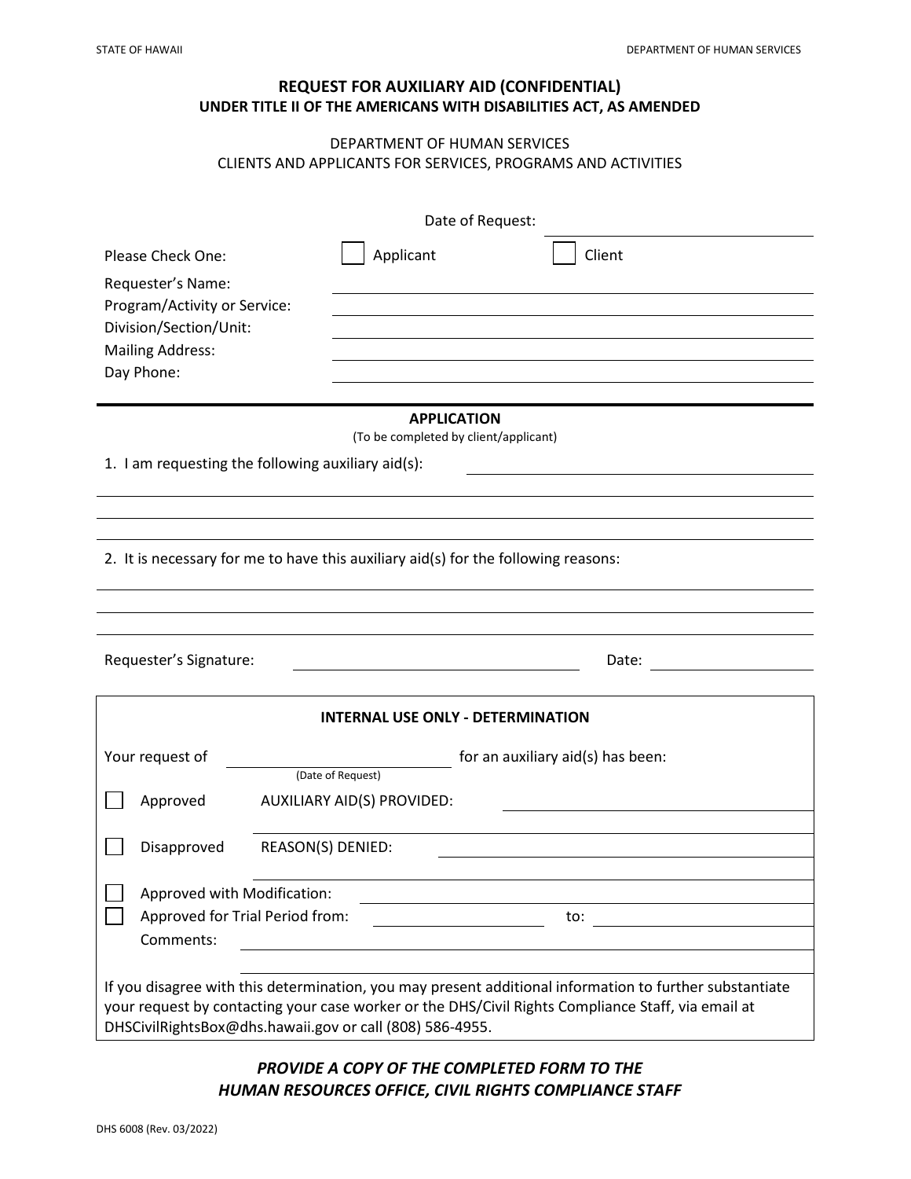STATE OF HAWAII

DEPARTMENT OF HUMAN SERVICES

## REQUEST FOR AUXILIARY AID (CONFIDENTIAL)
## UNDER TITLE II OF THE AMERICANS WITH DISABILITIES ACT, AS AMENDED

DEPARTMENT OF HUMAN SERVICES
CLIENTS AND APPLICANTS FOR SERVICES, PROGRAMS AND ACTIVITIES

Date of Request: ______________________

Please Check One: ☐ Applicant ☐ Client

Requester's Name: ______________________

Program/Activity or Service: ______________________

Division/Section/Unit: ______________________

Mailing Address: ______________________

Day Phone: ______________________

---

### APPLICATION

(To be completed by client/applicant)

1. I am requesting the following auxiliary aid(s): ______________________

______________________

______________________

______________________

2. It is necessary for me to have this auxiliary aid(s) for the following reasons:

______________________

______________________

______________________

Requester's Signature: ______________________ Date: ______________________

---

### INTERNAL USE ONLY - DETERMINATION

Your request of ______________________ (Date of Request) for an auxiliary aid(s) has been:

☐ Approved AUXILIARY AID(S) PROVIDED: ______________________

______________________

☐ Disapproved REASON(S) DENIED: ______________________

______________________

☐ Approved with Modification: ______________________

☐ Approved for Trial Period from: ______________ to: ______________

Comments: ______________________

______________________

If you disagree with this determination, you may present additional information to further substantiate your request by contacting your case worker or the DHS/Civil Rights Compliance Staff, via email at DHSCivilRightsBox@dhs.hawaii.gov or call (808) 586-4955.

***PROVIDE A COPY OF THE COMPLETED FORM TO THE HUMAN RESOURCES OFFICE, CIVIL RIGHTS COMPLIANCE STAFF***

DHS 6008 (Rev. 03/2022)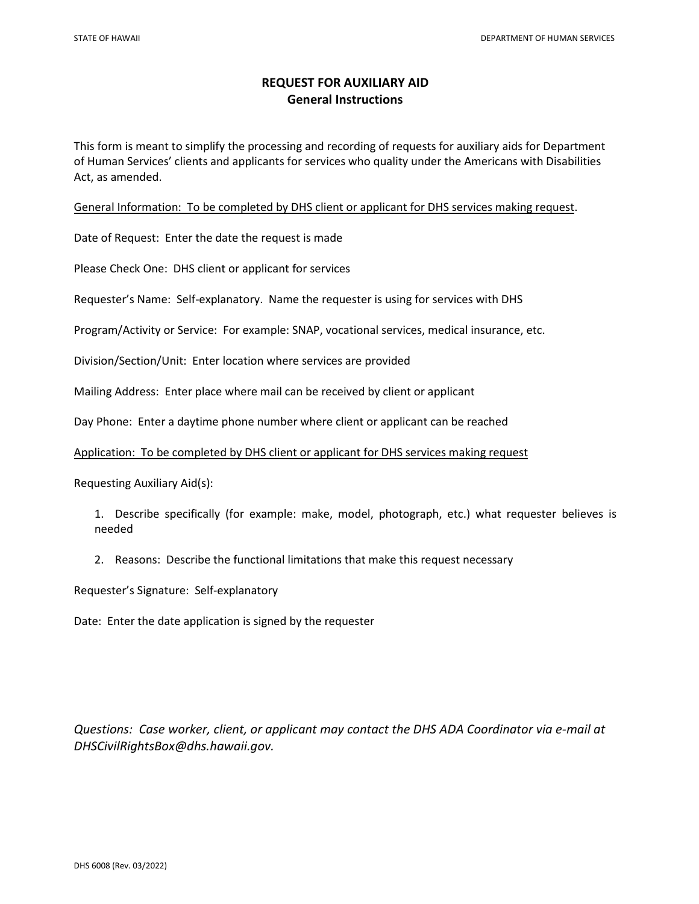# REQUEST FOR AUXILIARY AID
## General Instructions

This form is meant to simplify the processing and recording of requests for auxiliary aids for Department of Human Services' clients and applicants for services who quality under the Americans with Disabilities Act, as amended.

General Information: To be completed by DHS client or applicant for DHS services making request.

Date of Request: Enter the date the request is made

Please Check One: DHS client or applicant for services

Requester's Name: Self-explanatory. Name the requester is using for services with DHS

Program/Activity or Service: For example: SNAP, vocational services, medical insurance, etc.

Division/Section/Unit: Enter location where services are provided

Mailing Address: Enter place where mail can be received by client or applicant

Day Phone: Enter a daytime phone number where client or applicant can be reached

Application: To be completed by DHS client or applicant for DHS services making request

Requesting Auxiliary Aid(s):

1. Describe specifically (for example: make, model, photograph, etc.) what requester believes is needed
2. Reasons: Describe the functional limitations that make this request necessary

Requester's Signature: Self-explanatory

Date: Enter the date application is signed by the requester

*Questions: Case worker, client, or applicant may contact the DHS ADA Coordinator via e-mail at DHSCivilRightsBox@dhs.hawaii.gov.*

DHS 6008 (Rev. 03/2022)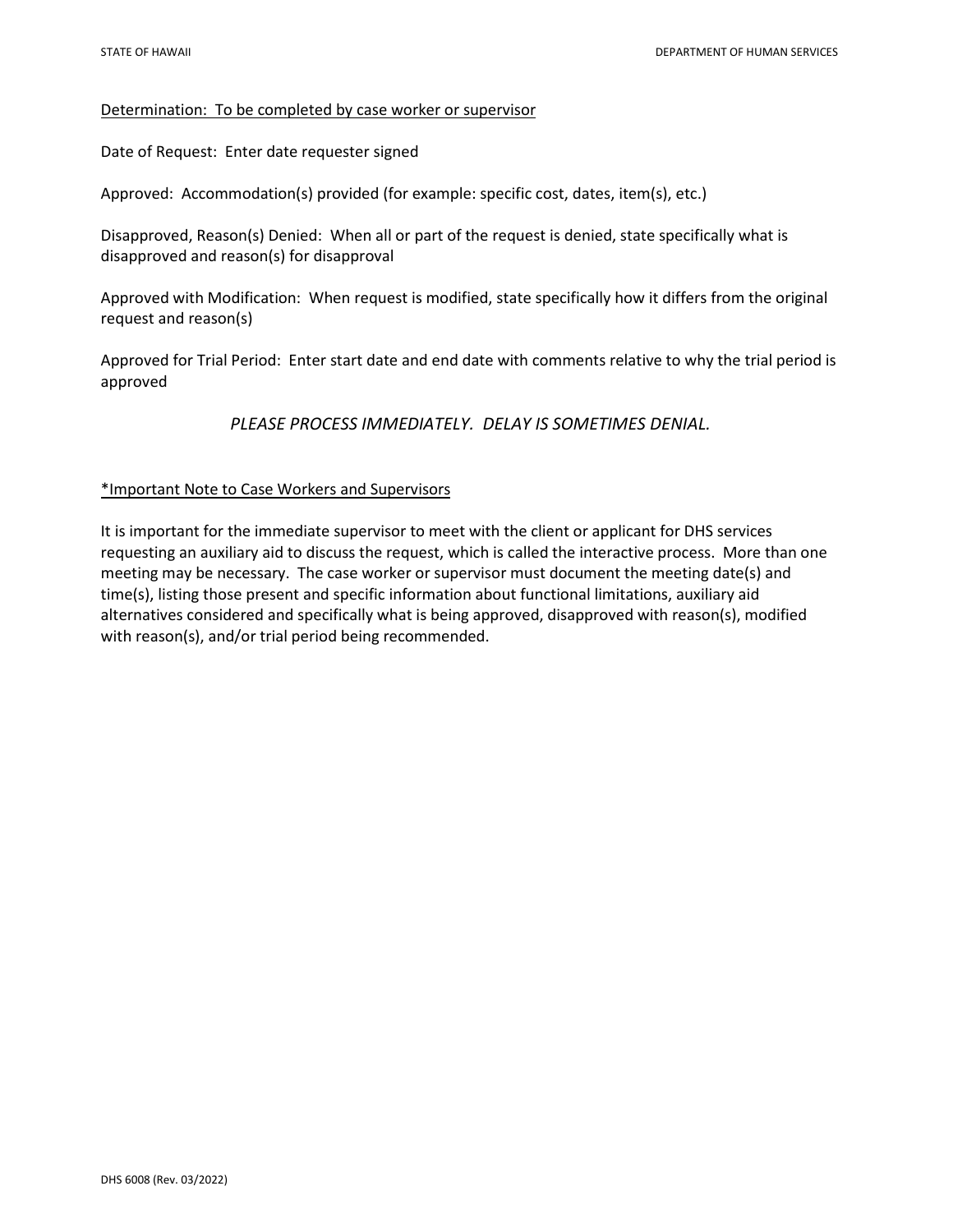Determination: To be completed by case worker or supervisor

Date of Request: Enter date requester signed

Approved: Accommodation(s) provided (for example: specific cost, dates, item(s), etc.)

Disapproved, Reason(s) Denied: When all or part of the request is denied, state specifically what is disapproved and reason(s) for disapproval

Approved with Modification: When request is modified, state specifically how it differs from the original request and reason(s)

Approved for Trial Period: Enter start date and end date with comments relative to why the trial period is approved

*PLEASE PROCESS IMMEDIATELY. DELAY IS SOMETIMES DENIAL.*

*Important Note to Case Workers and Supervisors

It is important for the immediate supervisor to meet with the client or applicant for DHS services requesting an auxiliary aid to discuss the request, which is called the interactive process. More than one meeting may be necessary. The case worker or supervisor must document the meeting date(s) and time(s), listing those present and specific information about functional limitations, auxiliary aid alternatives considered and specifically what is being approved, disapproved with reason(s), modified with reason(s), and/or trial period being recommended.

DHS 6008 (Rev. 03/2022)